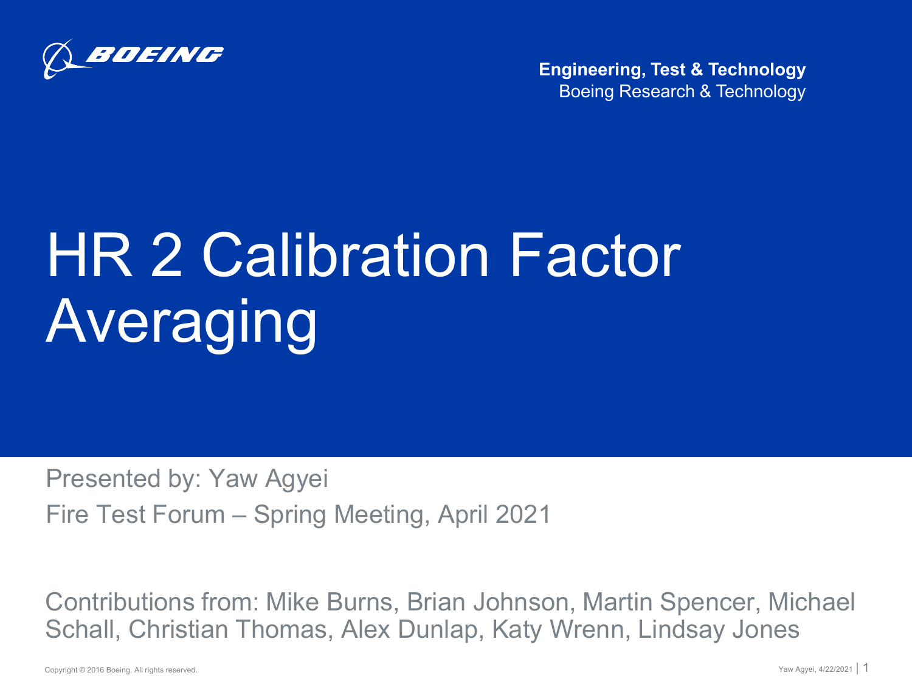Engineering, Test & Technology
Boeing Research & Technology

# HR 2 Calibration Factor Averaging

Presented by: Yaw Agyei

Fire Test Forum – Spring Meeting, April 2021

Contributions from: Mike Burns, Brian Johnson, Martin Spencer, Michael Schall, Christian Thomas, Alex Dunlap, Katy Wrenn, Lindsay Jones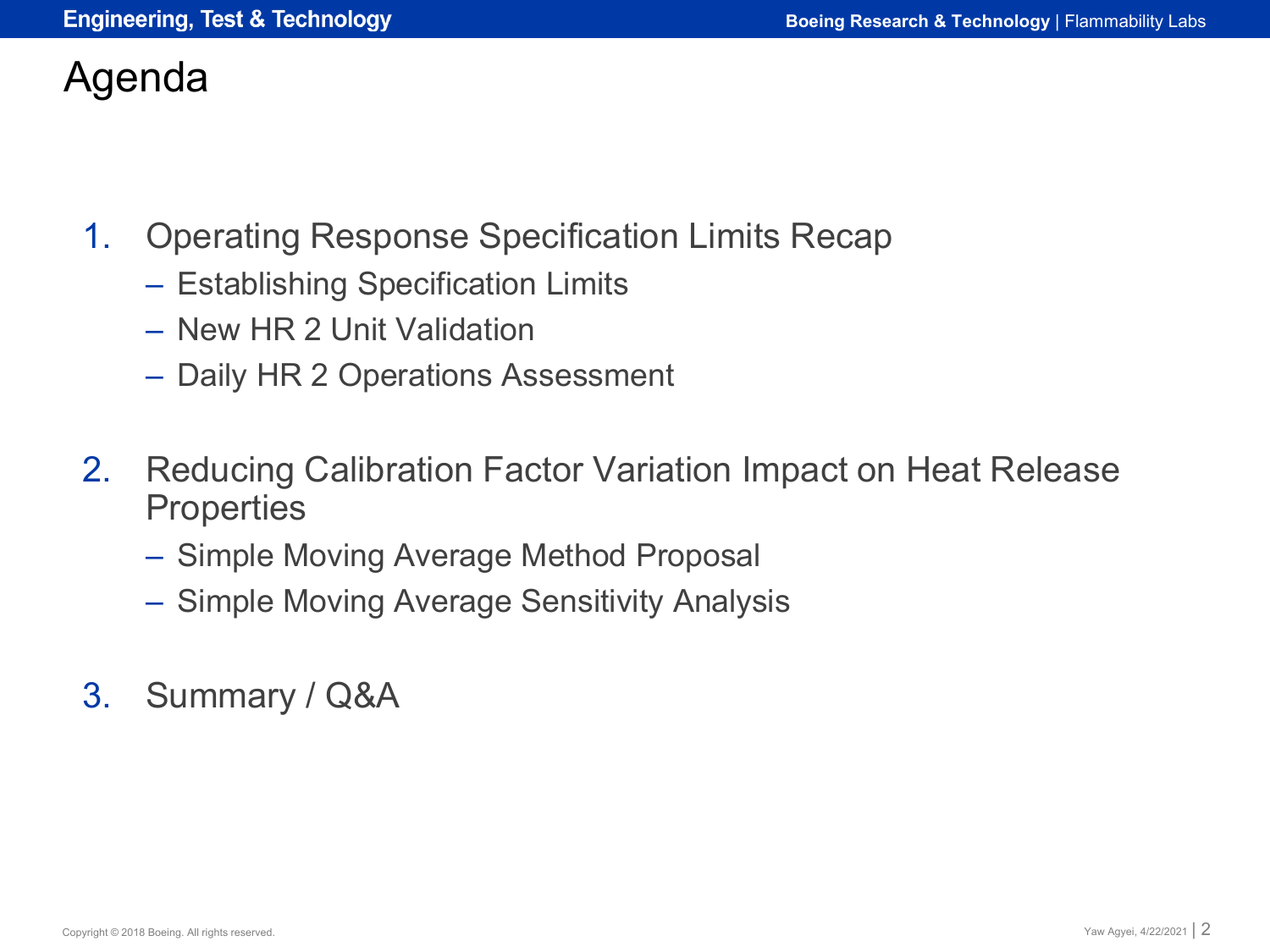# Agenda

1. Operating Response Specification Limits Recap
   - Establishing Specification Limits
   - New HR 2 Unit Validation
   - Daily HR 2 Operations Assessment

2. Reducing Calibration Factor Variation Impact on Heat Release Properties
   - Simple Moving Average Method Proposal
   - Simple Moving Average Sensitivity Analysis

3. Summary / Q&A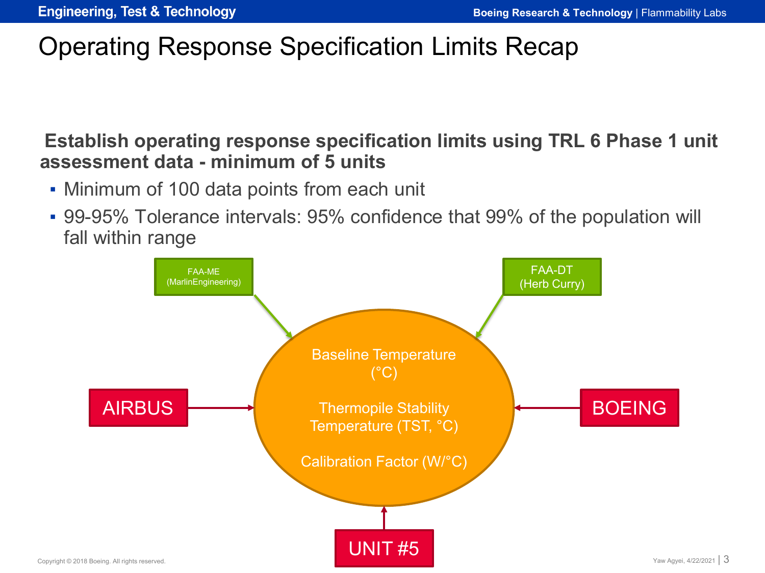# Operating Response Specification Limits Recap

**Establish operating response specification limits using TRL 6 Phase 1 unit assessment data - minimum of 5 units**

- Minimum of 100 data points from each unit
- 99-95% Tolerance intervals: 95% confidence that 99% of the population will fall within range

FAA-ME (MarlinEngineering)

FAA-DT (Herb Curry)

AIRBUS

BOEING

UNIT #5

Baseline Temperature (°C)

Thermopile Stability Temperature (TST, °C)

Calibration Factor (W/°C)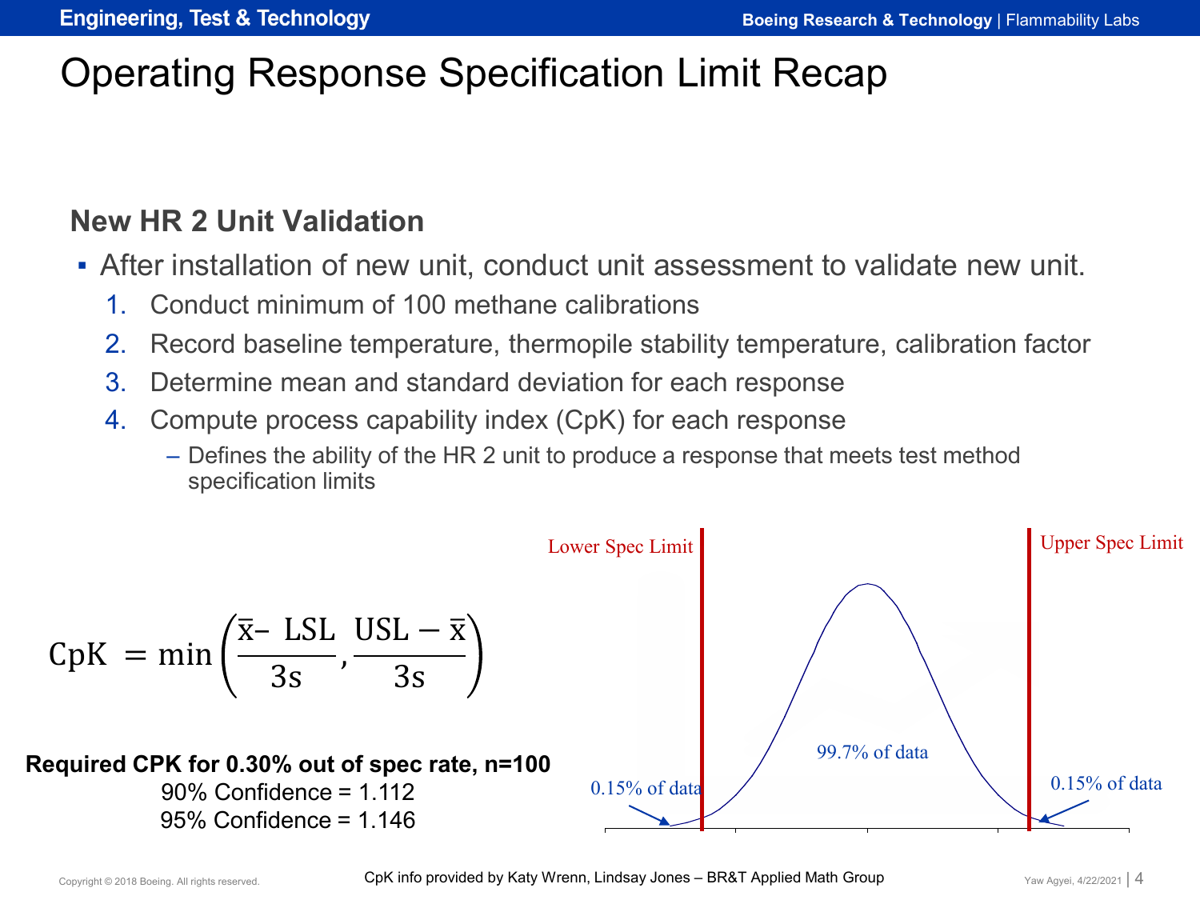# Operating Response Specification Limit Recap

## New HR 2 Unit Validation

- After installation of new unit, conduct unit assessment to validate new unit.
  1. Conduct minimum of 100 methane calibrations
  2. Record baseline temperature, thermopile stability temperature, calibration factor
  3. Determine mean and standard deviation for each response
  4. Compute process capability index (CpK) for each response
     - Defines the ability of the HR 2 unit to produce a response that meets test method specification limits

$$\text{CpK} = \min\left(\frac{\bar{x} - \text{LSL}}{3s}, \frac{\text{USL} - \bar{x}}{3s}\right)$$

**Required CPK for 0.30% out of spec rate, n=100**

90% Confidence = 1.112

95% Confidence = 1.146

Lower Spec Limit

Upper Spec Limit

0.15% of data

99.7% of data

0.15% of data

CpK info provided by Katy Wrenn, Lindsay Jones – BR&T Applied Math Group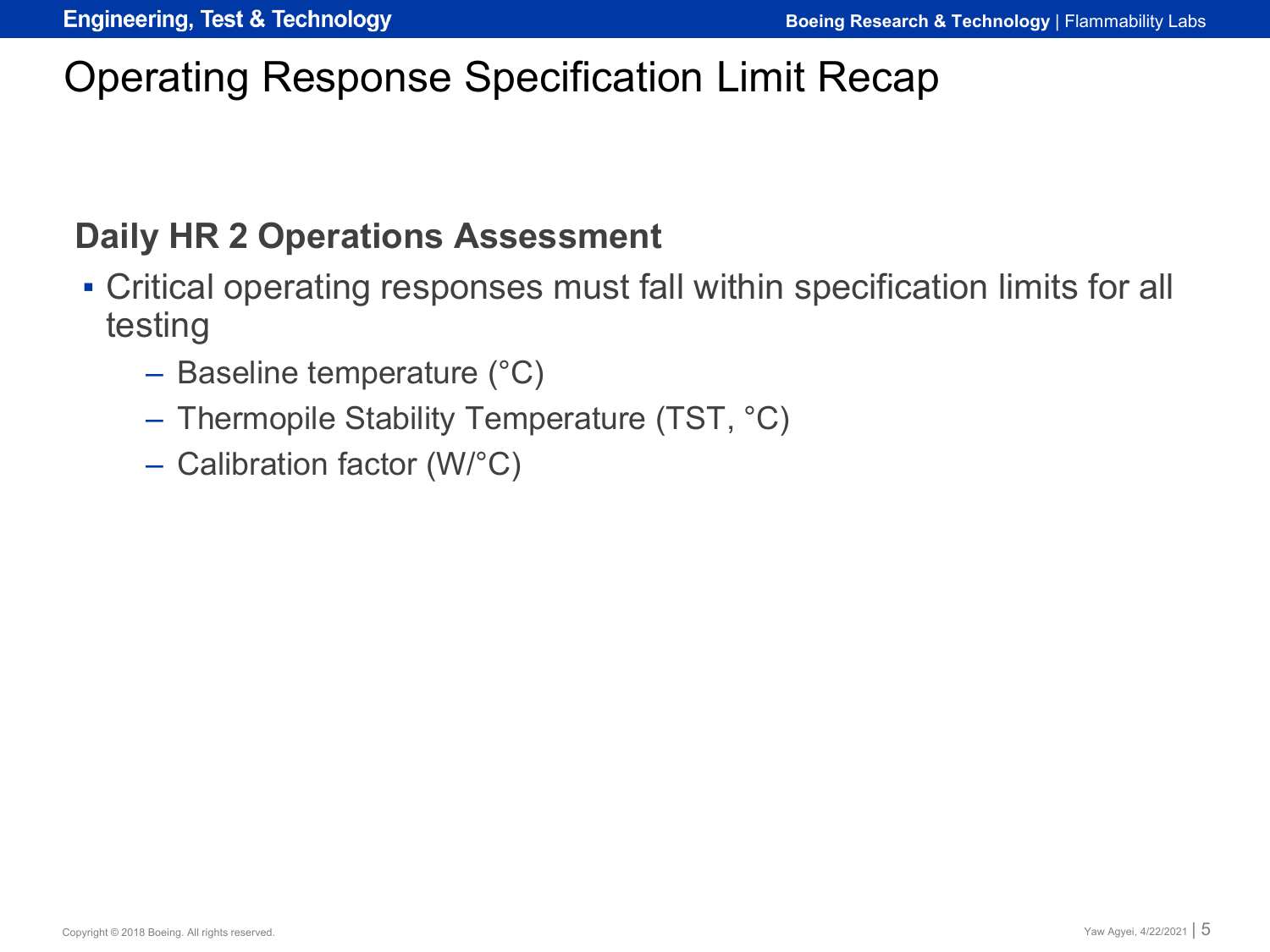# Operating Response Specification Limit Recap

## Daily HR 2 Operations Assessment

- Critical operating responses must fall within specification limits for all testing
  - Baseline temperature (°C)
  - Thermopile Stability Temperature (TST, °C)
  - Calibration factor (W/°C)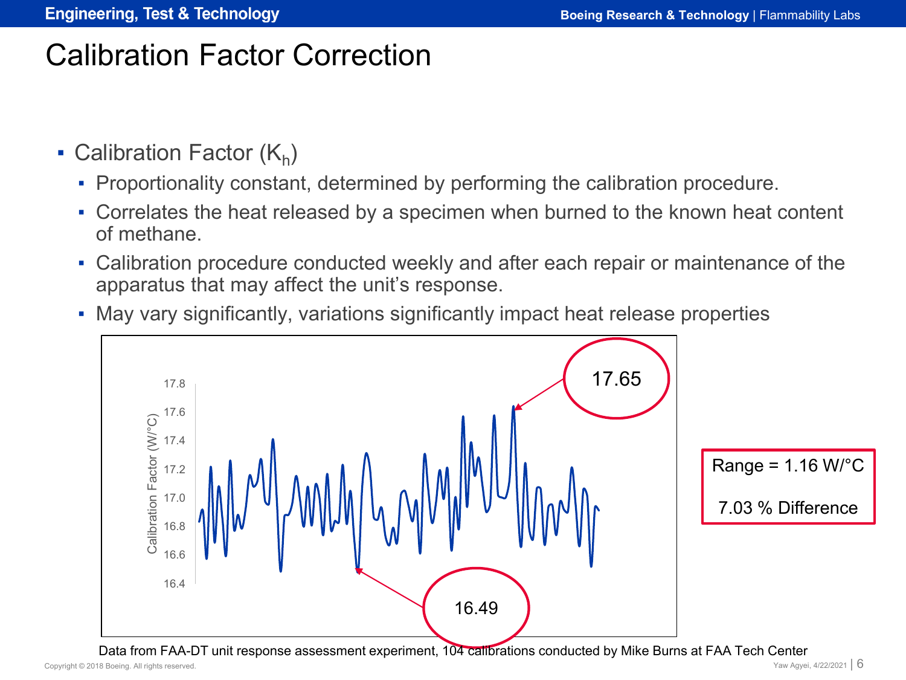# Calibration Factor Correction

- Calibration Factor ($K_h$)
  - Proportionality constant, determined by performing the calibration procedure.
  - Correlates the heat released by a specimen when burned to the known heat content of methane.
  - Calibration procedure conducted weekly and after each repair or maintenance of the apparatus that may affect the unit's response.
  - May vary significantly, variations significantly impact heat release properties

Range = 1.16 W/°C

7.03 % Difference

Data from FAA-DT unit response assessment experiment, 104 calibrations conducted by Mike Burns at FAA Tech Center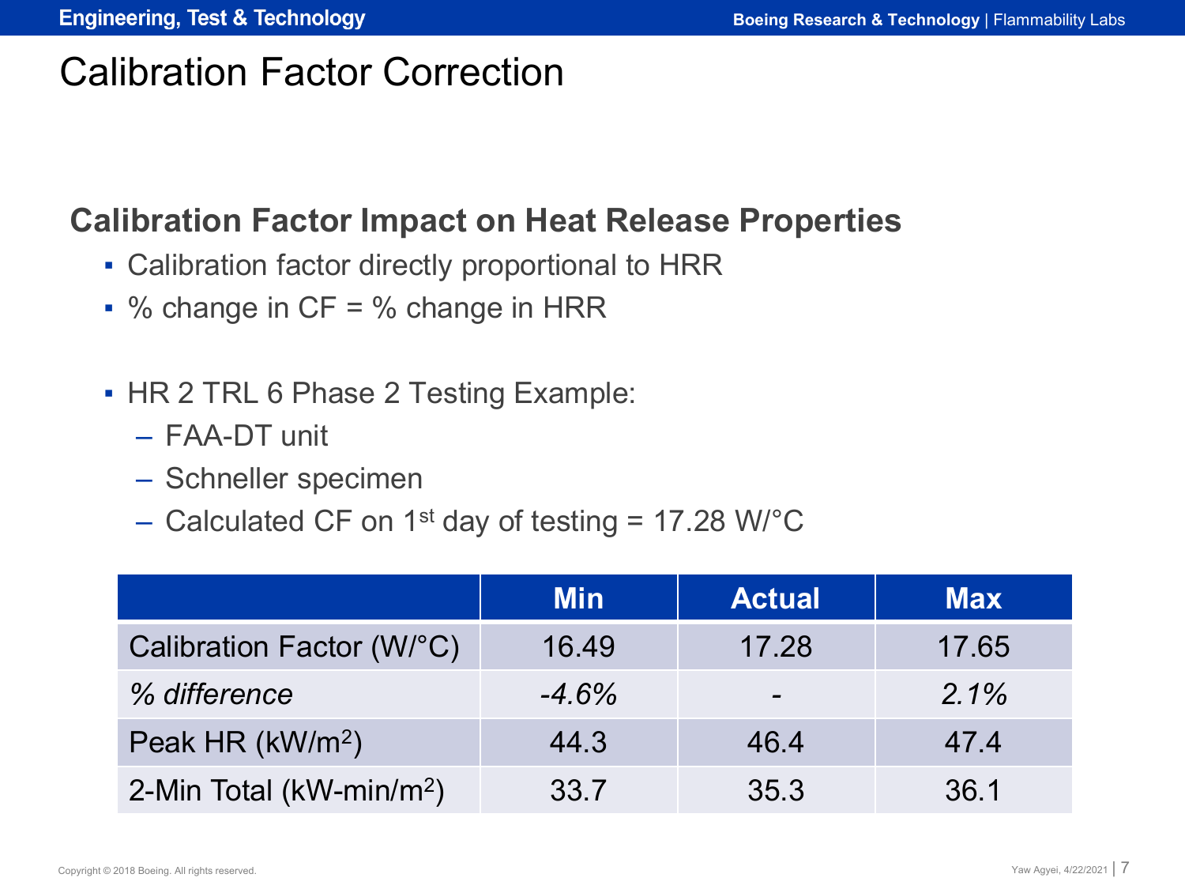# Calibration Factor Correction

## Calibration Factor Impact on Heat Release Properties

- Calibration factor directly proportional to HRR
- % change in CF = % change in HRR

- HR 2 TRL 6 Phase 2 Testing Example:
  - FAA-DT unit
  - Schneller specimen
  - Calculated CF on 1st day of testing = 17.28 W/°C

| | Min | Actual | Max |
|---|---|---|---|
| Calibration Factor (W/°C) | 16.49 | 17.28 | 17.65 |
| *% difference* | *-4.6%* | - | *2.1%* |
| Peak HR (kW/$m^2$) | 44.3 | 46.4 | 47.4 |
| 2-Min Total (kW-min/$m^2$) | 33.7 | 35.3 | 36.1 |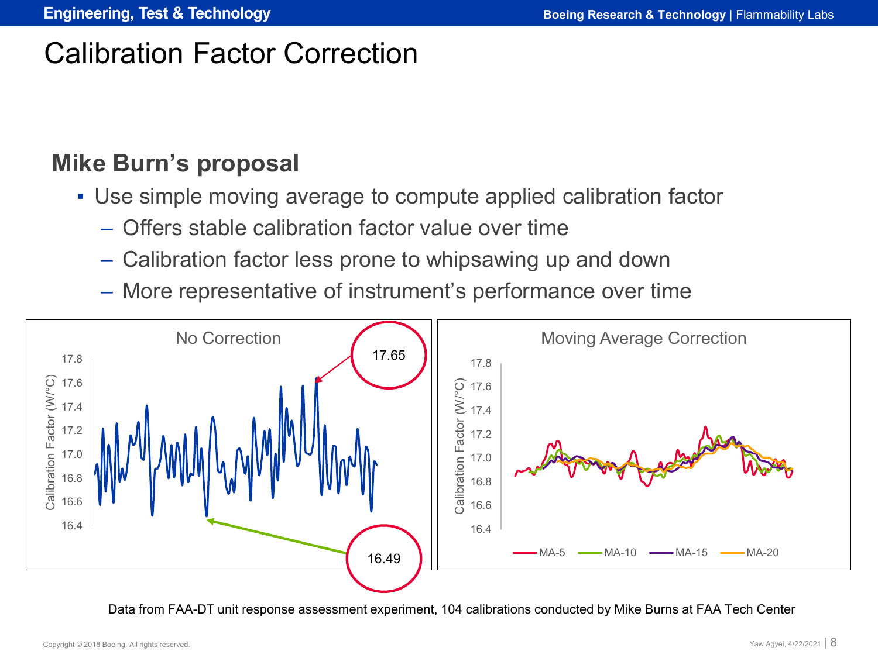# Calibration Factor Correction

## Mike Burn's proposal

- Use simple moving average to compute applied calibration factor
  - Offers stable calibration factor value over time
  - Calibration factor less prone to whipsawing up and down
  - More representative of instrument's performance over time

Data from FAA-DT unit response assessment experiment, 104 calibrations conducted by Mike Burns at FAA Tech Center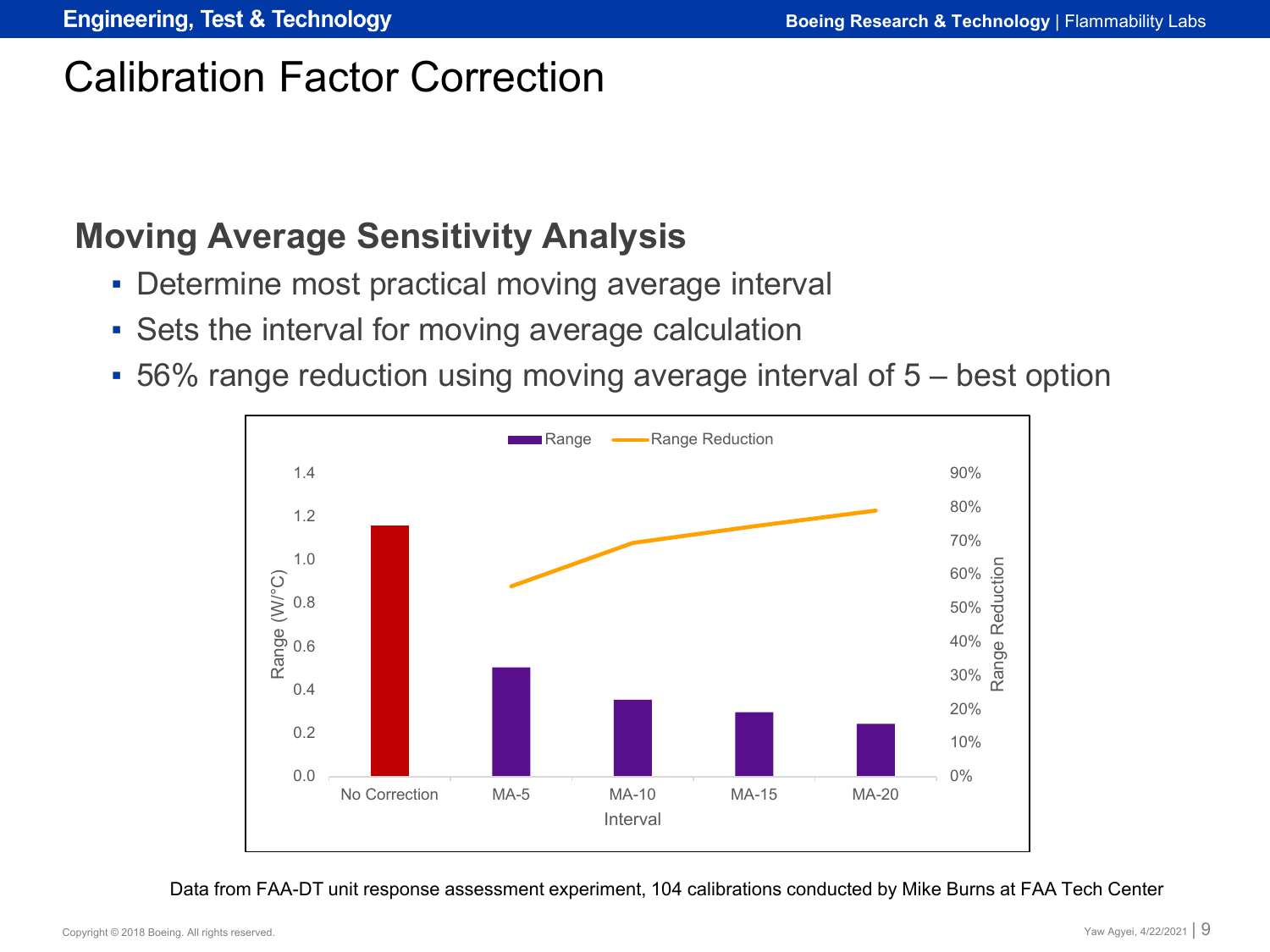# Calibration Factor Correction

## Moving Average Sensitivity Analysis

- Determine most practical moving average interval
- Sets the interval for moving average calculation
- 56% range reduction using moving average interval of 5 – best option

Range | Range Reduction

Range (W/°C): 1.4, 1.2, 1.0, 0.8, 0.6, 0.4, 0.2, 0.0

Range Reduction: 90%, 80%, 70%, 60%, 50%, 40%, 30%, 20%, 10%, 0%

Interval: No Correction, MA-5, MA-10, MA-15, MA-20

Data from FAA-DT unit response assessment experiment, 104 calibrations conducted by Mike Burns at FAA Tech Center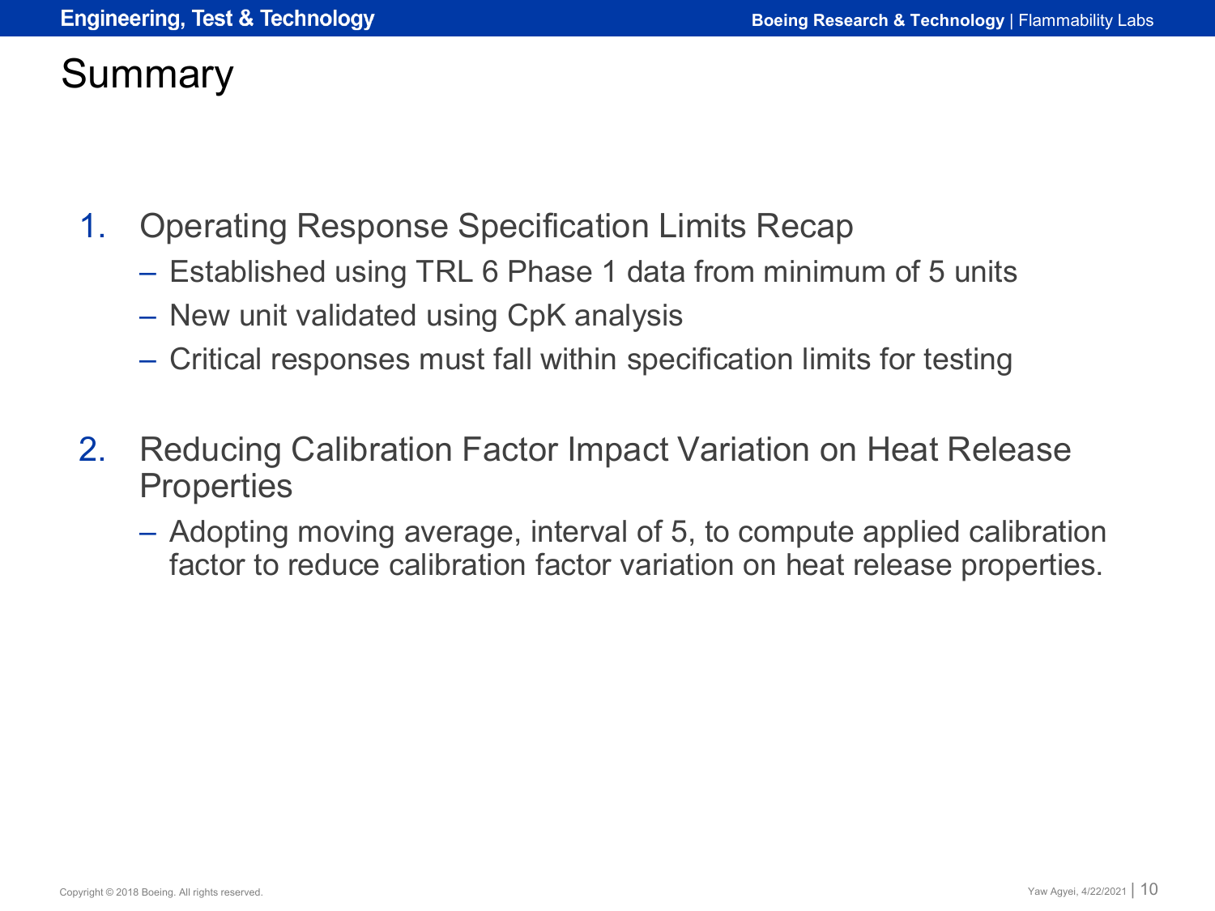# Summary

1. Operating Response Specification Limits Recap
   - Established using TRL 6 Phase 1 data from minimum of 5 units
   - New unit validated using CpK analysis
   - Critical responses must fall within specification limits for testing

2. Reducing Calibration Factor Impact Variation on Heat Release Properties
   - Adopting moving average, interval of 5, to compute applied calibration factor to reduce calibration factor variation on heat release properties.